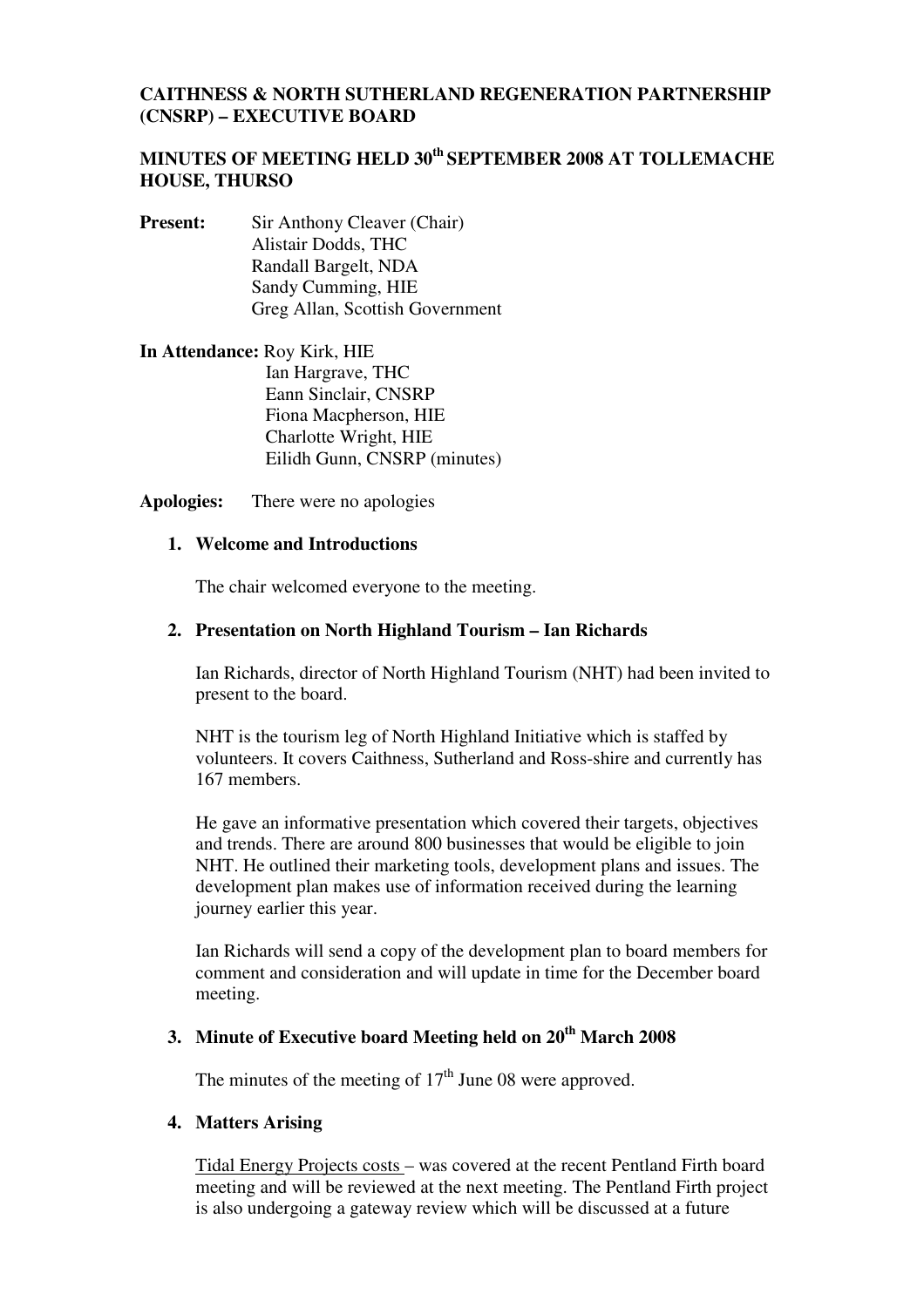**CAITHNESS & NORTH SUTHERLAND REGENERATION PARTNERSHIP (CNSRP) – EXECUTIVE BOARD**

**MINUTES OF MEETING HELD 30th SEPTEMBER 2008 AT TOLLEMACHE HOUSE, THURSO**

**Present:** Sir Anthony Cleaver (Chair)
Alistair Dodds, THC
Randall Bargelt, NDA
Sandy Cumming, HIE
Greg Allan, Scottish Government

**In Attendance:** Roy Kirk, HIE
Ian Hargrave, THC
Eann Sinclair, CNSRP
Fiona Macpherson, HIE
Charlotte Wright, HIE
Eilidh Gunn, CNSRP (minutes)

**Apologies:** There were no apologies

1. **Welcome and Introductions**

   The chair welcomed everyone to the meeting.

2. **Presentation on North Highland Tourism – Ian Richards**

   Ian Richards, director of North Highland Tourism (NHT) had been invited to present to the board.

   NHT is the tourism leg of North Highland Initiative which is staffed by volunteers. It covers Caithness, Sutherland and Ross-shire and currently has 167 members.

   He gave an informative presentation which covered their targets, objectives and trends. There are around 800 businesses that would be eligible to join NHT. He outlined their marketing tools, development plans and issues. The development plan makes use of information received during the learning journey earlier this year.

   Ian Richards will send a copy of the development plan to board members for comment and consideration and will update in time for the December board meeting.

3. **Minute of Executive board Meeting held on 20th March 2008**

   The minutes of the meeting of 17th June 08 were approved.

4. **Matters Arising**

   Tidal Energy Projects costs – was covered at the recent Pentland Firth board meeting and will be reviewed at the next meeting. The Pentland Firth project is also undergoing a gateway review which will be discussed at a future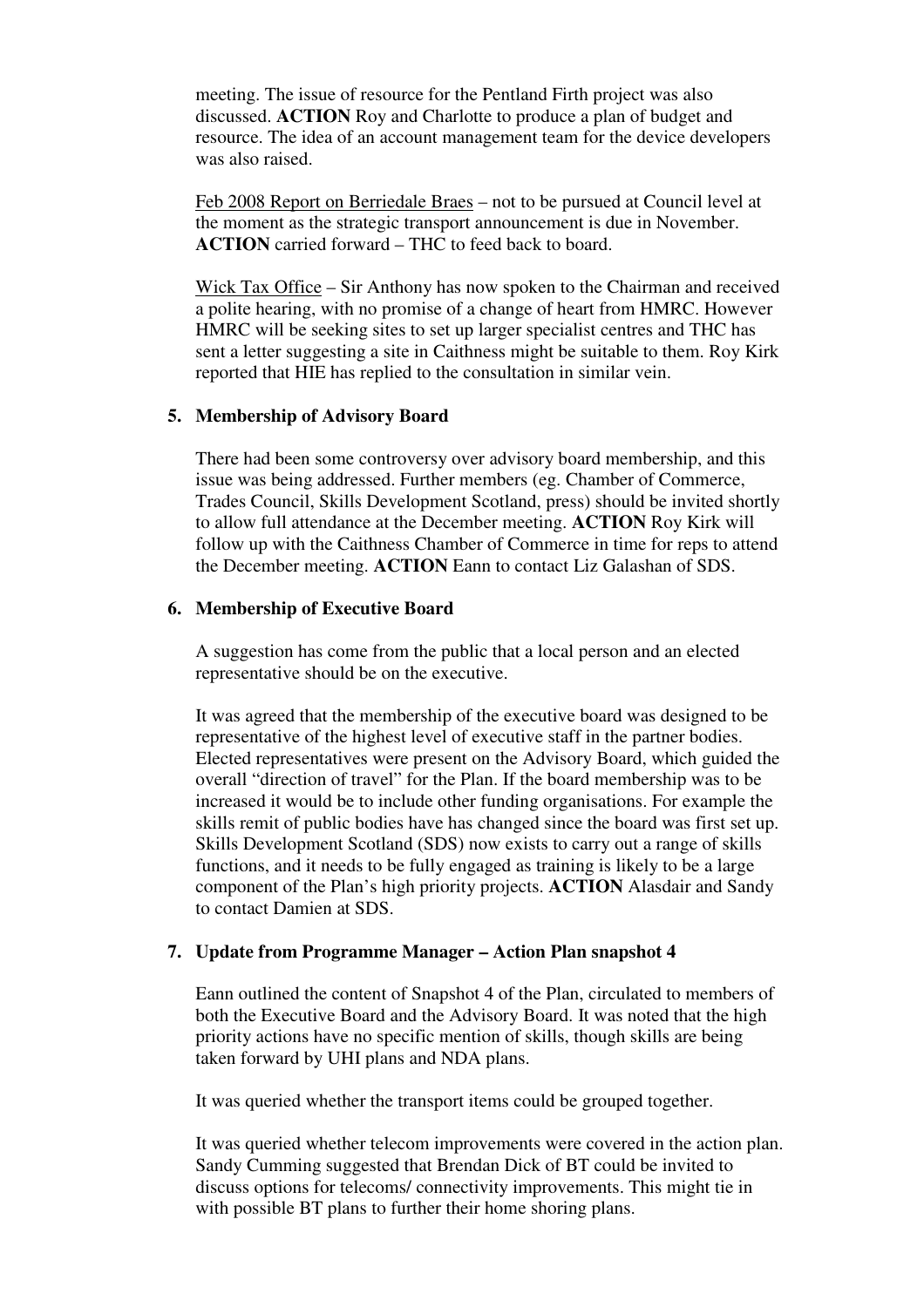meeting. The issue of resource for the Pentland Firth project was also discussed. **ACTION** Roy and Charlotte to produce a plan of budget and resource. The idea of an account management team for the device developers was also raised.

Feb 2008 Report on Berriedale Braes – not to be pursued at Council level at the moment as the strategic transport announcement is due in November. **ACTION** carried forward – THC to feed back to board.

Wick Tax Office – Sir Anthony has now spoken to the Chairman and received a polite hearing, with no promise of a change of heart from HMRC. However HMRC will be seeking sites to set up larger specialist centres and THC has sent a letter suggesting a site in Caithness might be suitable to them. Roy Kirk reported that HIE has replied to the consultation in similar vein.

## 5. Membership of Advisory Board

There had been some controversy over advisory board membership, and this issue was being addressed. Further members (eg. Chamber of Commerce, Trades Council, Skills Development Scotland, press) should be invited shortly to allow full attendance at the December meeting. **ACTION** Roy Kirk will follow up with the Caithness Chamber of Commerce in time for reps to attend the December meeting. **ACTION** Eann to contact Liz Galashan of SDS.

## 6. Membership of Executive Board

A suggestion has come from the public that a local person and an elected representative should be on the executive.

It was agreed that the membership of the executive board was designed to be representative of the highest level of executive staff in the partner bodies. Elected representatives were present on the Advisory Board, which guided the overall "direction of travel" for the Plan. If the board membership was to be increased it would be to include other funding organisations. For example the skills remit of public bodies have has changed since the board was first set up. Skills Development Scotland (SDS) now exists to carry out a range of skills functions, and it needs to be fully engaged as training is likely to be a large component of the Plan's high priority projects. **ACTION** Alasdair and Sandy to contact Damien at SDS.

## 7. Update from Programme Manager – Action Plan snapshot 4

Eann outlined the content of Snapshot 4 of the Plan, circulated to members of both the Executive Board and the Advisory Board. It was noted that the high priority actions have no specific mention of skills, though skills are being taken forward by UHI plans and NDA plans.

It was queried whether the transport items could be grouped together.

It was queried whether telecom improvements were covered in the action plan. Sandy Cumming suggested that Brendan Dick of BT could be invited to discuss options for telecoms/ connectivity improvements. This might tie in with possible BT plans to further their home shoring plans.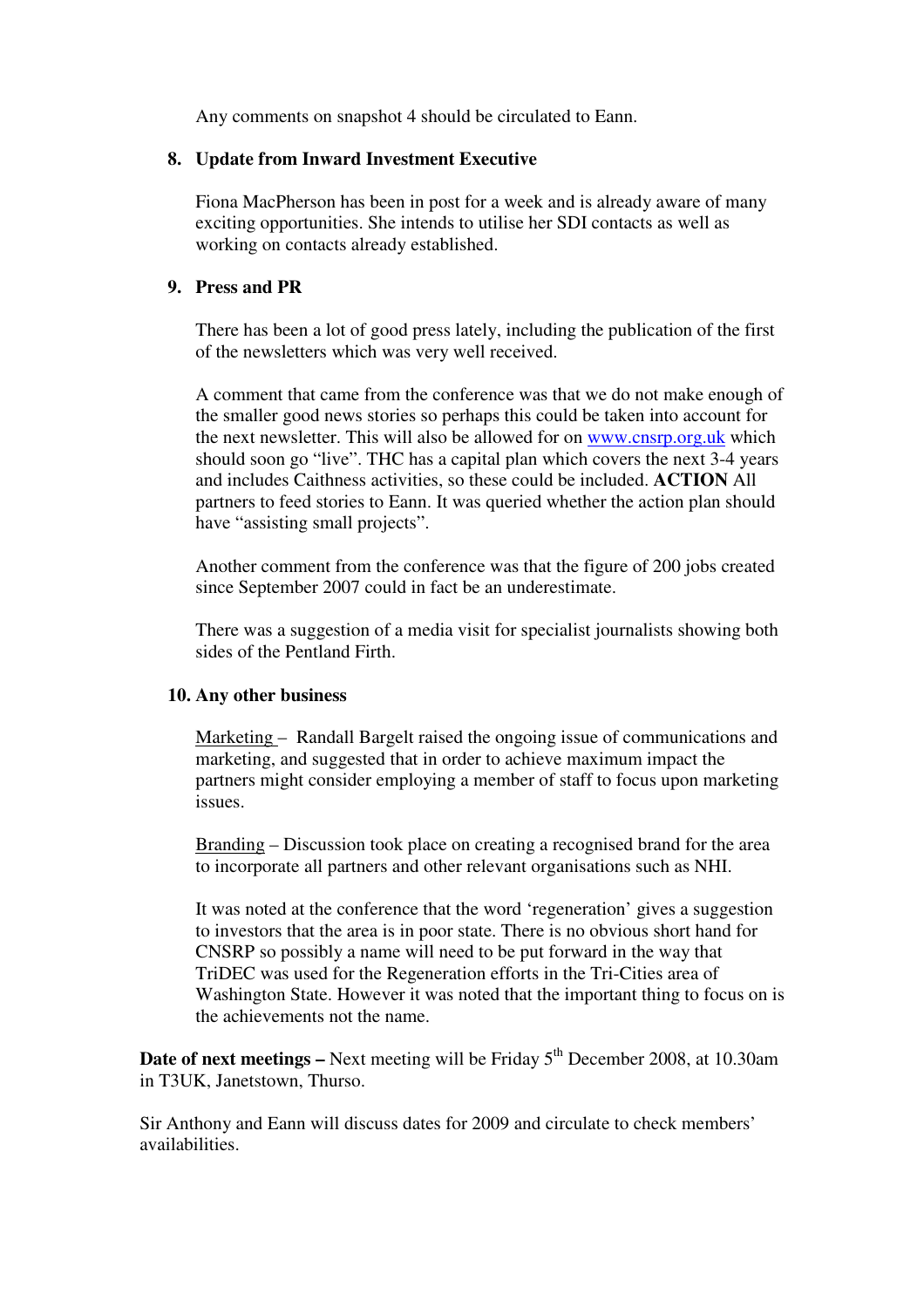Any comments on snapshot 4 should be circulated to Eann.

## 8. Update from Inward Investment Executive

Fiona MacPherson has been in post for a week and is already aware of many exciting opportunities. She intends to utilise her SDI contacts as well as working on contacts already established.

## 9. Press and PR

There has been a lot of good press lately, including the publication of the first of the newsletters which was very well received.

A comment that came from the conference was that we do not make enough of the smaller good news stories so perhaps this could be taken into account for the next newsletter. This will also be allowed for on www.cnsrp.org.uk which should soon go "live". THC has a capital plan which covers the next 3-4 years and includes Caithness activities, so these could be included. **ACTION** All partners to feed stories to Eann. It was queried whether the action plan should have "assisting small projects".

Another comment from the conference was that the figure of 200 jobs created since September 2007 could in fact be an underestimate.

There was a suggestion of a media visit for specialist journalists showing both sides of the Pentland Firth.

## 10. Any other business

Marketing – Randall Bargelt raised the ongoing issue of communications and marketing, and suggested that in order to achieve maximum impact the partners might consider employing a member of staff to focus upon marketing issues.

Branding – Discussion took place on creating a recognised brand for the area to incorporate all partners and other relevant organisations such as NHI.

It was noted at the conference that the word 'regeneration' gives a suggestion to investors that the area is in poor state. There is no obvious short hand for CNSRP so possibly a name will need to be put forward in the way that TriDEC was used for the Regeneration efforts in the Tri-Cities area of Washington State. However it was noted that the important thing to focus on is the achievements not the name.

**Date of next meetings –** Next meeting will be Friday 5th December 2008, at 10.30am in T3UK, Janetstown, Thurso.

Sir Anthony and Eann will discuss dates for 2009 and circulate to check members' availabilities.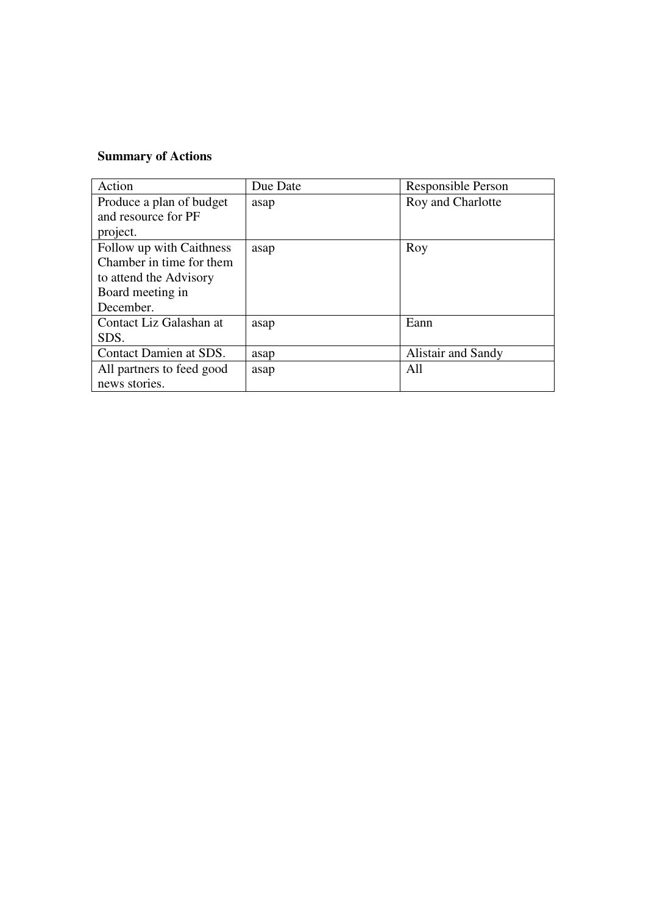**Summary of Actions**

| Action | Due Date | Responsible Person |
|---|---|---|
| Produce a plan of budget and resource for PF project. | asap | Roy and Charlotte |
| Follow up with Caithness Chamber in time for them to attend the Advisory Board meeting in December. | asap | Roy |
| Contact Liz Galashan at SDS. | asap | Eann |
| Contact Damien at SDS. | asap | Alistair and Sandy |
| All partners to feed good news stories. | asap | All |